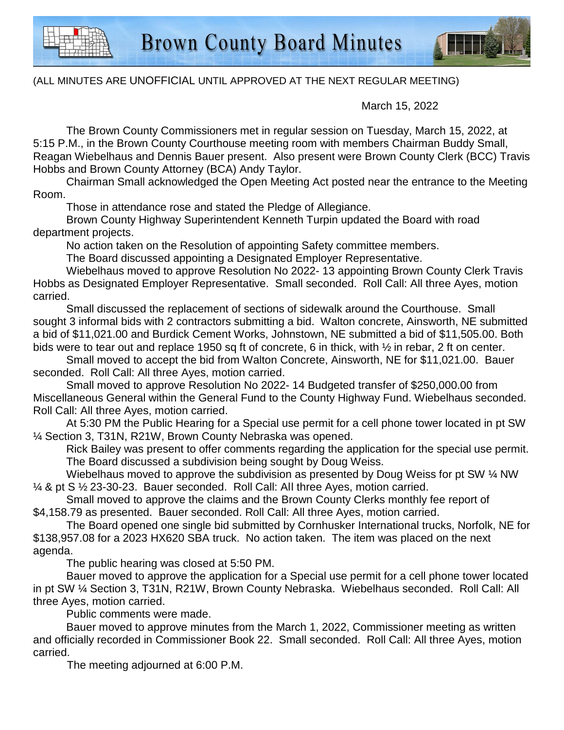# Brown County Board Minutes

(ALL MINUTES ARE UNOFFICIAL UNTIL APPROVED AT THE NEXT REGULAR MEETING)

March 15, 2022

The Brown County Commissioners met in regular session on Tuesday, March 15, 2022, at 5:15 P.M., in the Brown County Courthouse meeting room with members Chairman Buddy Small, Reagan Wiebelhaus and Dennis Bauer present. Also present were Brown County Clerk (BCC) Travis Hobbs and Brown County Attorney (BCA) Andy Taylor.

Chairman Small acknowledged the Open Meeting Act posted near the entrance to the Meeting Room.

Those in attendance rose and stated the Pledge of Allegiance.

Brown County Highway Superintendent Kenneth Turpin updated the Board with road department projects.

No action taken on the Resolution of appointing Safety committee members.

The Board discussed appointing a Designated Employer Representative.

Wiebelhaus moved to approve Resolution No 2022- 13 appointing Brown County Clerk Travis Hobbs as Designated Employer Representative. Small seconded. Roll Call: All three Ayes, motion carried.

Small discussed the replacement of sections of sidewalk around the Courthouse. Small sought 3 informal bids with 2 contractors submitting a bid. Walton concrete, Ainsworth, NE submitted a bid of $11,021.00 and Burdick Cement Works, Johnstown, NE submitted a bid of $11,505.00. Both bids were to tear out and replace 1950 sq ft of concrete, 6 in thick, with ½ in rebar, 2 ft on center.

Small moved to accept the bid from Walton Concrete, Ainsworth, NE for $11,021.00. Bauer seconded. Roll Call: All three Ayes, motion carried.

Small moved to approve Resolution No 2022- 14 Budgeted transfer of $250,000.00 from Miscellaneous General within the General Fund to the County Highway Fund. Wiebelhaus seconded. Roll Call: All three Ayes, motion carried.

At 5:30 PM the Public Hearing for a Special use permit for a cell phone tower located in pt SW ¼ Section 3, T31N, R21W, Brown County Nebraska was opened.

Rick Bailey was present to offer comments regarding the application for the special use permit.

The Board discussed a subdivision being sought by Doug Weiss.

Wiebelhaus moved to approve the subdivision as presented by Doug Weiss for pt SW ¼ NW ¼ & pt S ½ 23-30-23. Bauer seconded. Roll Call: All three Ayes, motion carried.

Small moved to approve the claims and the Brown County Clerks monthly fee report of $4,158.79 as presented. Bauer seconded. Roll Call: All three Ayes, motion carried.

The Board opened one single bid submitted by Cornhusker International trucks, Norfolk, NE for $138,957.08 for a 2023 HX620 SBA truck. No action taken. The item was placed on the next agenda.

The public hearing was closed at 5:50 PM.

Bauer moved to approve the application for a Special use permit for a cell phone tower located in pt SW ¼ Section 3, T31N, R21W, Brown County Nebraska. Wiebelhaus seconded. Roll Call: All three Ayes, motion carried.

Public comments were made.

Bauer moved to approve minutes from the March 1, 2022, Commissioner meeting as written and officially recorded in Commissioner Book 22. Small seconded. Roll Call: All three Ayes, motion carried.

The meeting adjourned at 6:00 P.M.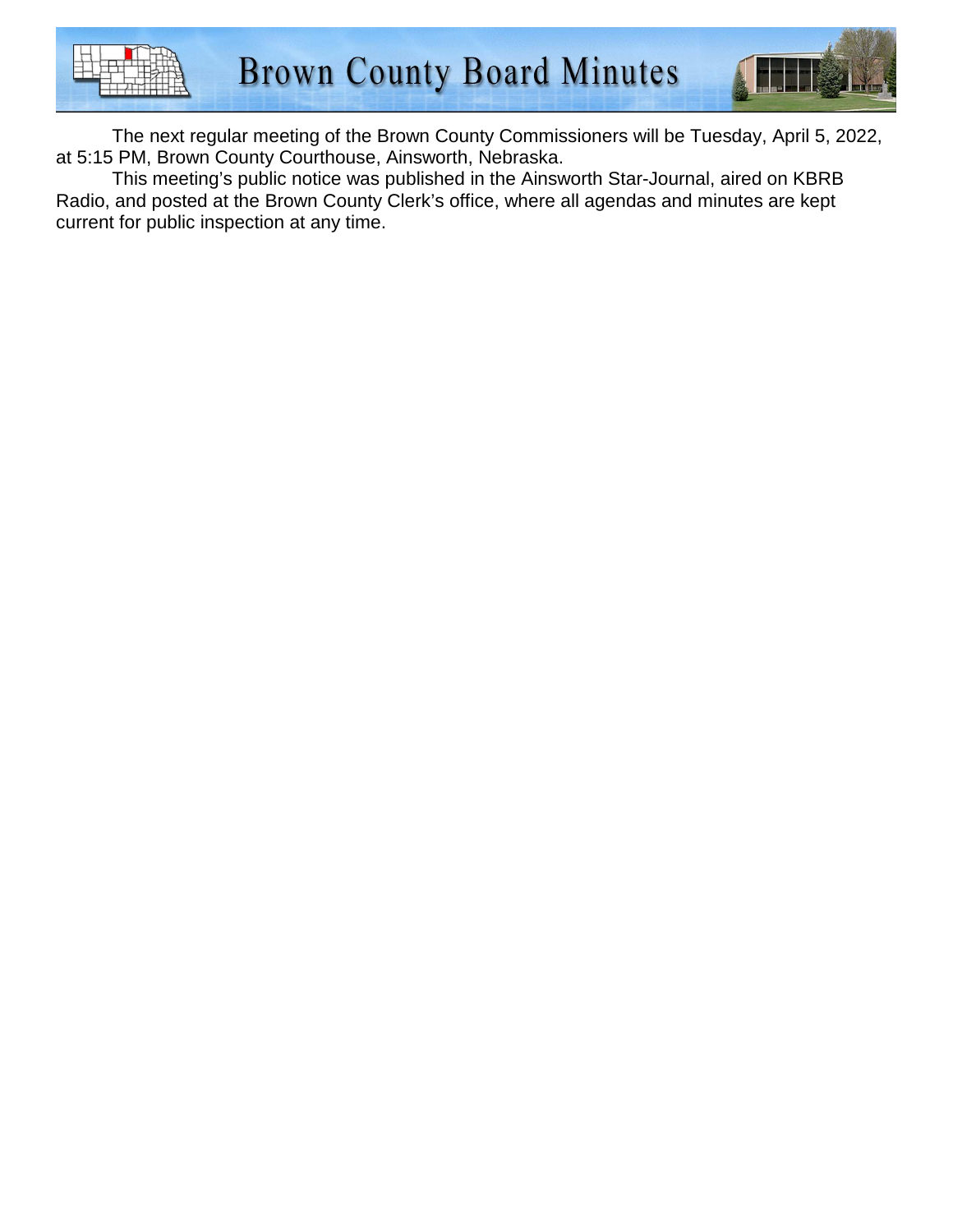The next regular meeting of the Brown County Commissioners will be Tuesday, April 5, 2022, at 5:15 PM, Brown County Courthouse, Ainsworth, Nebraska.

This meeting's public notice was published in the Ainsworth Star-Journal, aired on KBRB Radio, and posted at the Brown County Clerk's office, where all agendas and minutes are kept current for public inspection at any time.